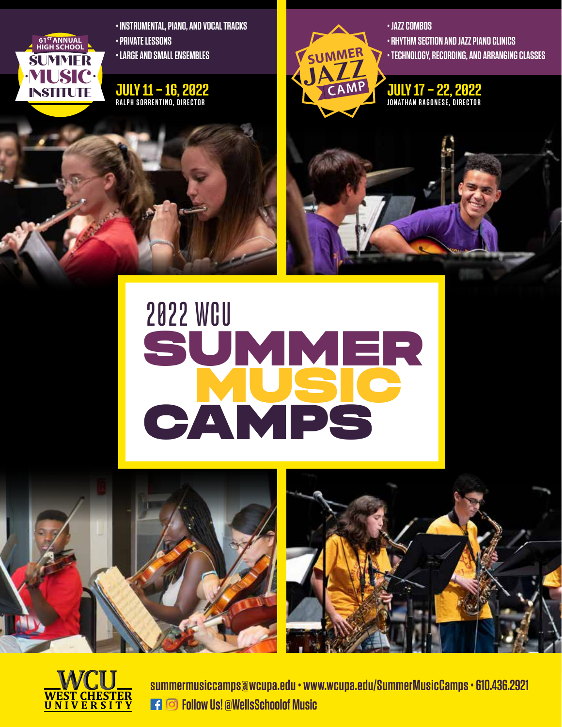61ST ANNUAL HIGH SCHOOL

## SUMMER MUSIC INSTITUTE

- INSTRUMENTAL, PIANO, AND VOCAL TRACKS
- PRIVATE LESSONS
- LARGE AND SMALL ENSEMBLES

**JULY 11 – 16, 2022**
RALPH SORRENTINO, DIRECTOR

## SUMMER JAZZ CAMP

- JAZZ COMBOS
- RHYTHM SECTION AND JAZZ PIANO CLINICS
- TECHNOLOGY, RECORDING, AND ARRANGING CLASSES

**JULY 17 – 22, 2022**
JONATHAN RAGONESE, DIRECTOR

# 2022 WCU SUMMER MUSIC CAMPS

WCU WEST CHESTER UNIVERSITY

summermusiccamps@wcupa.edu • www.wcupa.edu/SummerMusicCamps • 610.436.2921

Follow Us! @WellsSchoolof Music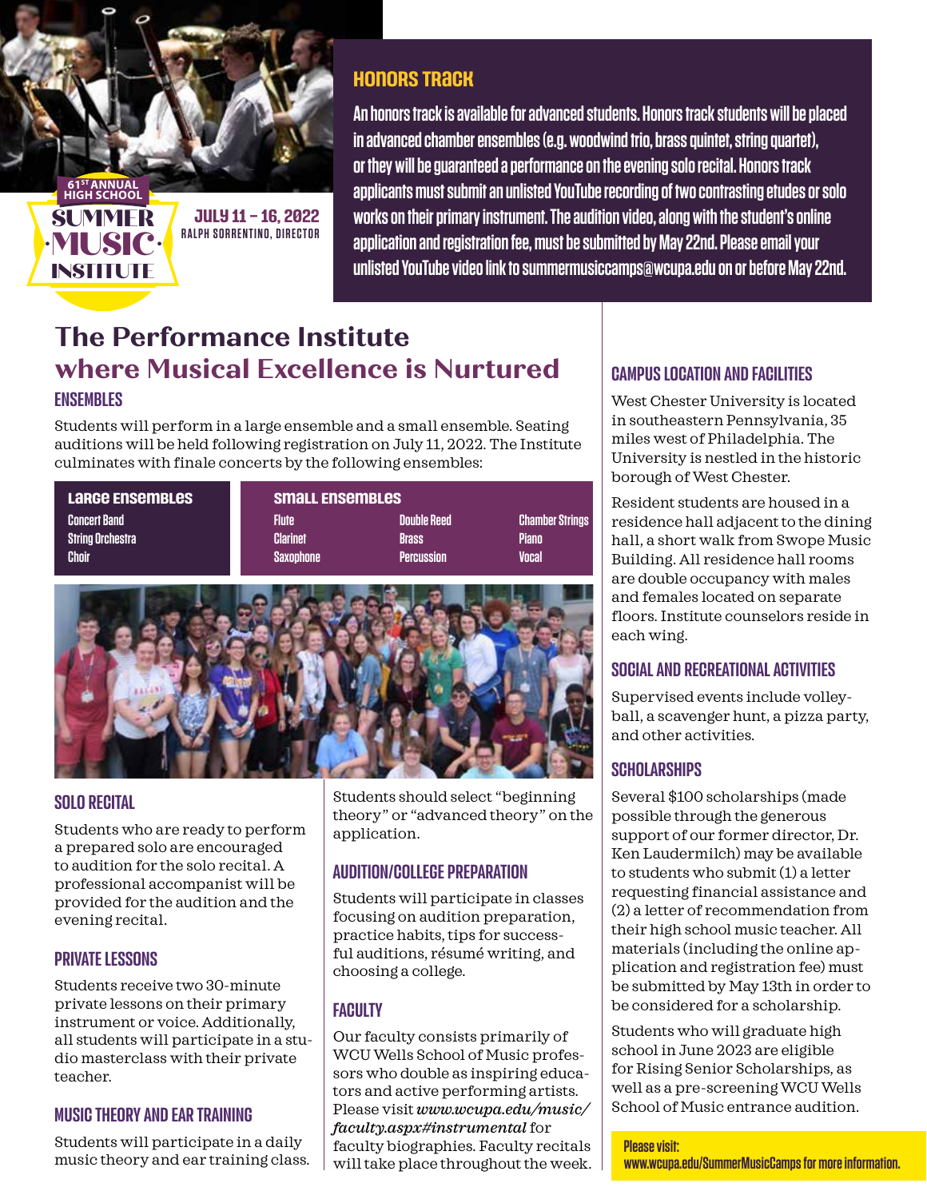61ST ANNUAL HIGH SCHOOL

# SUMMER MUSIC INSTITUTE

**JULY 11 – 16, 2022**
RALPH SORRENTINO, DIRECTOR

## HONORS TRACK

An honors track is available for advanced students. Honors track students will be placed in advanced chamber ensembles (e.g. woodwind trio, brass quintet, string quartet), or they will be guaranteed a performance on the evening solo recital. Honors track applicants must submit an unlisted YouTube recording of two contrasting etudes or solo works on their primary instrument. The audition video, along with the student's online application and registration fee, must be submitted by May 22nd. Please email your unlisted YouTube video link to summermusiccamps@wcupa.edu on or before May 22nd.

# The Performance Institute where Musical Excellence is Nurtured

## ENSEMBLES

Students will perform in a large ensemble and a small ensemble. Seating auditions will be held following registration on July 11, 2022. The Institute culminates with finale concerts by the following ensembles:

| Large Ensembles | Small Ensembles | | |
|---|---|---|---|
| Concert Band | Flute | Double Reed | Chamber Strings |
| String Orchestra | Clarinet | Brass | Piano |
| Choir | Saxophone | Percussion | Vocal |

## SOLO RECITAL

Students who are ready to perform a prepared solo are encouraged to audition for the solo recital. A professional accompanist will be provided for the audition and the evening recital.

## PRIVATE LESSONS

Students receive two 30-minute private lessons on their primary instrument or voice. Additionally, all students will participate in a studio masterclass with their private teacher.

## MUSIC THEORY AND EAR TRAINING

Students will participate in a daily music theory and ear training class. Students should select "beginning theory" or "advanced theory" on the application.

## AUDITION/COLLEGE PREPARATION

Students will participate in classes focusing on audition preparation, practice habits, tips for successful auditions, résumé writing, and choosing a college.

## FACULTY

Our faculty consists primarily of WCU Wells School of Music professors who double as inspiring educators and active performing artists. Please visit *www.wcupa.edu/music/faculty.aspx#instrumental* for faculty biographies. Faculty recitals will take place throughout the week.

## CAMPUS LOCATION AND FACILITIES

West Chester University is located in southeastern Pennsylvania, 35 miles west of Philadelphia. The University is nestled in the historic borough of West Chester.

Resident students are housed in a residence hall adjacent to the dining hall, a short walk from Swope Music Building. All residence hall rooms are double occupancy with males and females located on separate floors. Institute counselors reside in each wing.

## SOCIAL AND RECREATIONAL ACTIVITIES

Supervised events include volleyball, a scavenger hunt, a pizza party, and other activities.

## SCHOLARSHIPS

Several $100 scholarships (made possible through the generous support of our former director, Dr. Ken Laudermilch) may be available to students who submit (1) a letter requesting financial assistance and (2) a letter of recommendation from their high school music teacher. All materials (including the online application and registration fee) must be submitted by May 13th in order to be considered for a scholarship.

Students who will graduate high school in June 2023 are eligible for Rising Senior Scholarships, as well as a pre-screening WCU Wells School of Music entrance audition.

**Please visit: www.wcupa.edu/SummerMusicCamps for more information.**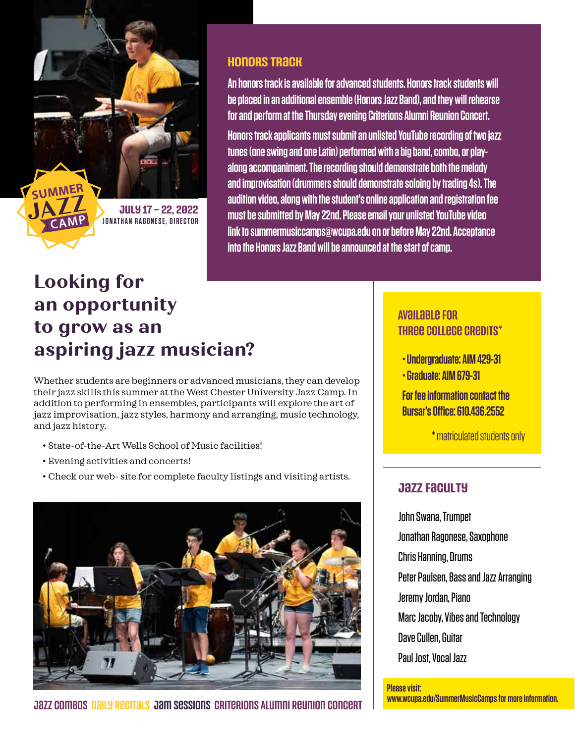SUMMER JAZZ CAMP

**JULY 17 – 22, 2022**
JONATHAN RAGONESE, DIRECTOR

## HONORS TRACK

An honors track is available for advanced students. Honors track students will be placed in an additional ensemble (Honors Jazz Band), and they will rehearse for and perform at the Thursday evening Criterions Alumni Reunion Concert.

Honors track applicants must submit an unlisted YouTube recording of two jazz tunes (one swing and one Latin) performed with a big band, combo, or play-along accompaniment. The recording should demonstrate both the melody and improvisation (drummers should demonstrate soloing by trading 4s). The audition video, along with the student's online application and registration fee must be submitted by May 22nd. Please email your unlisted YouTube video link to summermusiccamps@wcupa.edu on or before May 22nd. Acceptance into the Honors Jazz Band will be announced at the start of camp.

# Looking for an opportunity to grow as an aspiring jazz musician?

Whether students are beginners or advanced musicians, they can develop their jazz skills this summer at the West Chester University Jazz Camp. In addition to performing in ensembles, participants will explore the art of jazz improvisation, jazz styles, harmony and arranging, music technology, and jazz history.

- State-of-the-Art Wells School of Music facilities!
- Evening activities and concerts!
- Check our web- site for complete faculty listings and visiting artists.

JAZZ COMBOS DAILY RECITALS JAM SESSIONS CRITERIONS ALUMNI REUNION CONCERT

## AVAILABLE FOR THREE COLLEGE CREDITS*

- Undergraduate: AIM 429-31
- Graduate: AIM 679-31

For fee information contact the Bursar's Office: 610.436.2552

\* matriculated students only

## JAZZ FACULTY

John Swana, Trumpet
Jonathan Ragonese, Saxophone
Chris Hanning, Drums
Peter Paulsen, Bass and Jazz Arranging
Jeremy Jordan, Piano
Marc Jacoby, Vibes and Technology
Dave Cullen, Guitar
Paul Jost, Vocal Jazz

**Please visit:**
**www.wcupa.edu/SummerMusicCamps for more information.**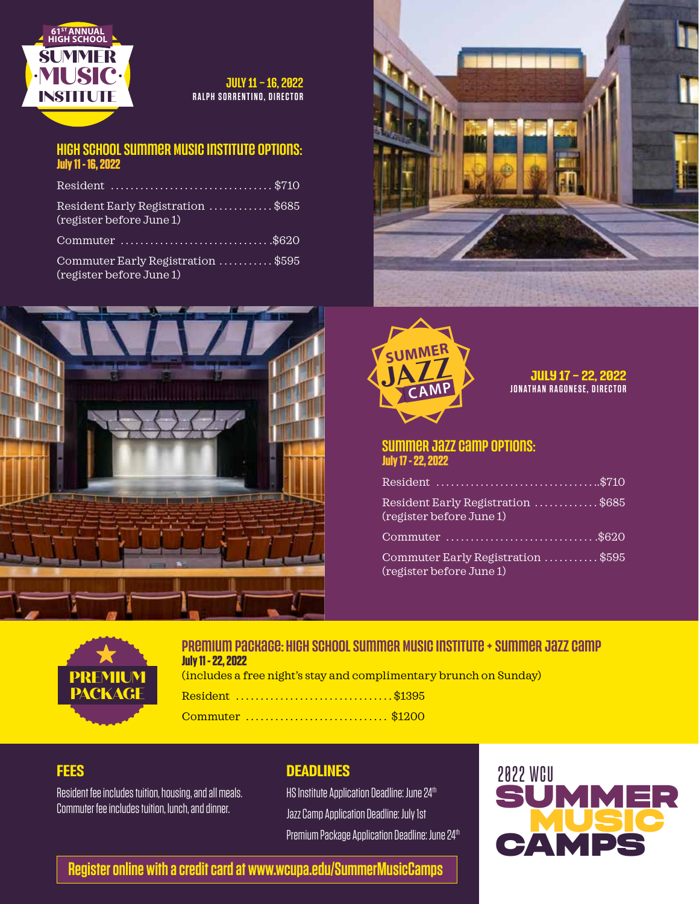61ST ANNUAL HIGH SCHOOL SUMMER MUSIC INSTITUTE

**JULY 11 – 16, 2022**
RALPH SORRENTINO, DIRECTOR

## HIGH SCHOOL SUMMER MUSIC INSTITUTE OPTIONS:
**July 11 - 16, 2022**

Resident ................................. $710

Resident Early Registration ............. $685
(register before June 1)

Commuter ............................... $620

Commuter Early Registration ........... $595
(register before June 1)

SUMMER JAZZ CAMP

**JULY 17 – 22, 2022**
JONATHAN RAGONESE, DIRECTOR

## SUMMER JAZZ CAMP OPTIONS:
**July 17 - 22, 2022**

Resident ................................. $710

Resident Early Registration ............. $685
(register before June 1)

Commuter ............................... $620

Commuter Early Registration ........... $595
(register before June 1)

PREMIUM PACKAGE

## PREMIUM PACKAGE: HIGH SCHOOL SUMMER MUSIC INSTITUTE + SUMMER JAZZ CAMP
**July 11 - 22, 2022**

(includes a free night's stay and complimentary brunch on Sunday)

Resident ................................. $1395

Commuter ............................... $1200

## FEES

Resident fee includes tuition, housing, and all meals. Commuter fee includes tuition, lunch, and dinner.

## DEADLINES

HS Institute Application Deadline: June 24th

Jazz Camp Application Deadline: July 1st

Premium Package Application Deadline: June 24th

**Register online with a credit card at www.wcupa.edu/SummerMusicCamps**

2022 WCU SUMMER MUSIC CAMPS